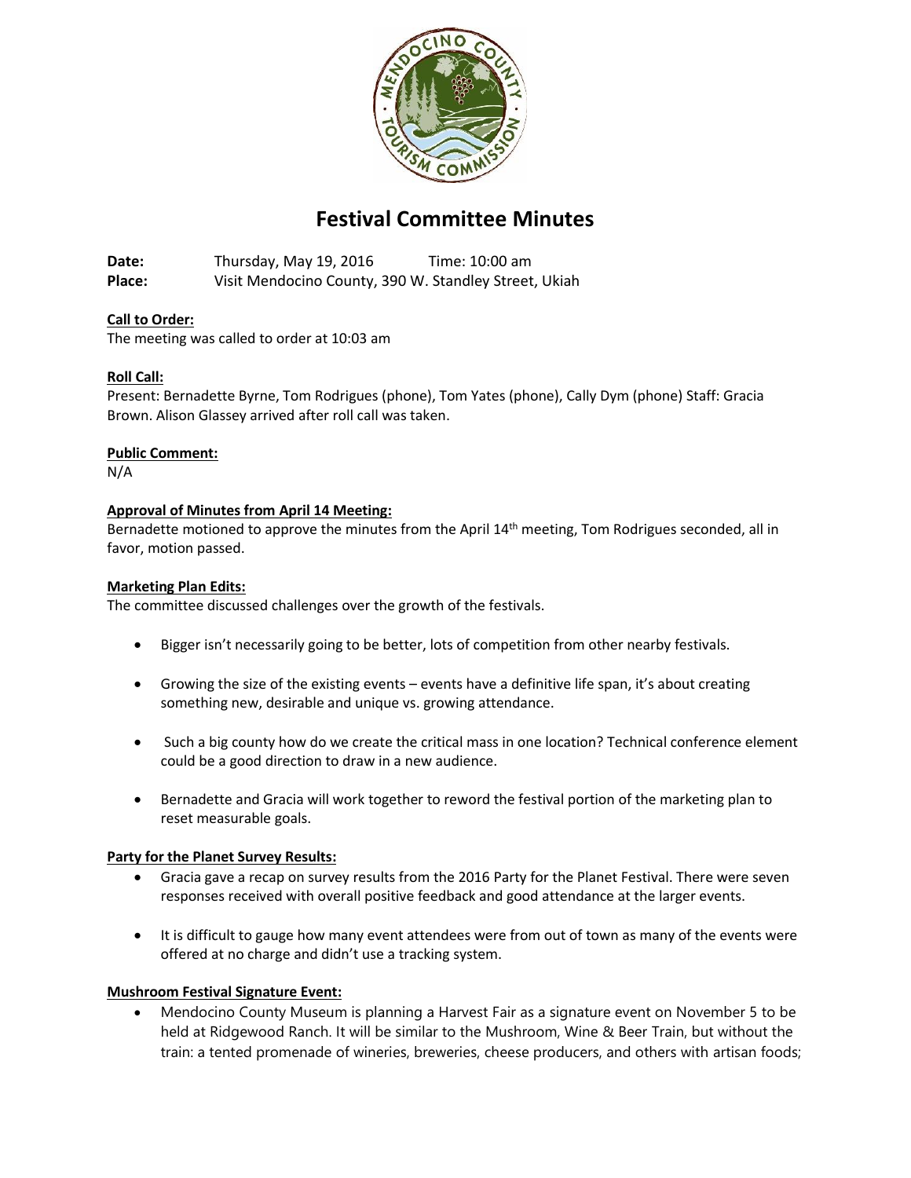# Festival Committee Minutes

**Date:** Thursday, May 19, 2016 Time: 10:00 am
**Place:** Visit Mendocino County, 390 W. Standley Street, Ukiah

**Call to Order:**
The meeting was called to order at 10:03 am

**Roll Call:**
Present: Bernadette Byrne, Tom Rodrigues (phone), Tom Yates (phone), Cally Dym (phone) Staff: Gracia Brown. Alison Glassey arrived after roll call was taken.

**Public Comment:**
N/A

**Approval of Minutes from April 14 Meeting:**
Bernadette motioned to approve the minutes from the April 14th meeting, Tom Rodrigues seconded, all in favor, motion passed.

**Marketing Plan Edits:**
The committee discussed challenges over the growth of the festivals.

- Bigger isn't necessarily going to be better, lots of competition from other nearby festivals.
- Growing the size of the existing events – events have a definitive life span, it's about creating something new, desirable and unique vs. growing attendance.
- Such a big county how do we create the critical mass in one location? Technical conference element could be a good direction to draw in a new audience.
- Bernadette and Gracia will work together to reword the festival portion of the marketing plan to reset measurable goals.

**Party for the Planet Survey Results:**

- Gracia gave a recap on survey results from the 2016 Party for the Planet Festival. There were seven responses received with overall positive feedback and good attendance at the larger events.
- It is difficult to gauge how many event attendees were from out of town as many of the events were offered at no charge and didn't use a tracking system.

**Mushroom Festival Signature Event:**

- Mendocino County Museum is planning a Harvest Fair as a signature event on November 5 to be held at Ridgewood Ranch. It will be similar to the Mushroom, Wine & Beer Train, but without the train: a tented promenade of wineries, breweries, cheese producers, and others with artisan foods;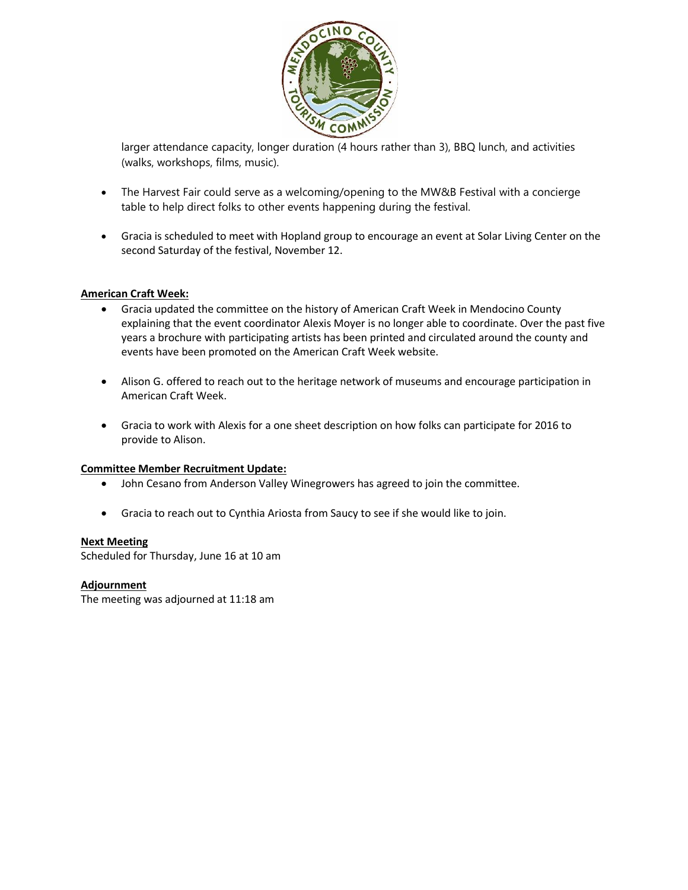larger attendance capacity, longer duration (4 hours rather than 3), BBQ lunch, and activities (walks, workshops, films, music).

- The Harvest Fair could serve as a welcoming/opening to the MW&B Festival with a concierge table to help direct folks to other events happening during the festival.

- Gracia is scheduled to meet with Hopland group to encourage an event at Solar Living Center on the second Saturday of the festival, November 12.

**American Craft Week:**

- Gracia updated the committee on the history of American Craft Week in Mendocino County explaining that the event coordinator Alexis Moyer is no longer able to coordinate. Over the past five years a brochure with participating artists has been printed and circulated around the county and events have been promoted on the American Craft Week website.

- Alison G. offered to reach out to the heritage network of museums and encourage participation in American Craft Week.

- Gracia to work with Alexis for a one sheet description on how folks can participate for 2016 to provide to Alison.

**Committee Member Recruitment Update:**

- John Cesano from Anderson Valley Winegrowers has agreed to join the committee.

- Gracia to reach out to Cynthia Ariosta from Saucy to see if she would like to join.

**Next Meeting**

Scheduled for Thursday, June 16 at 10 am

**Adjournment**

The meeting was adjourned at 11:18 am